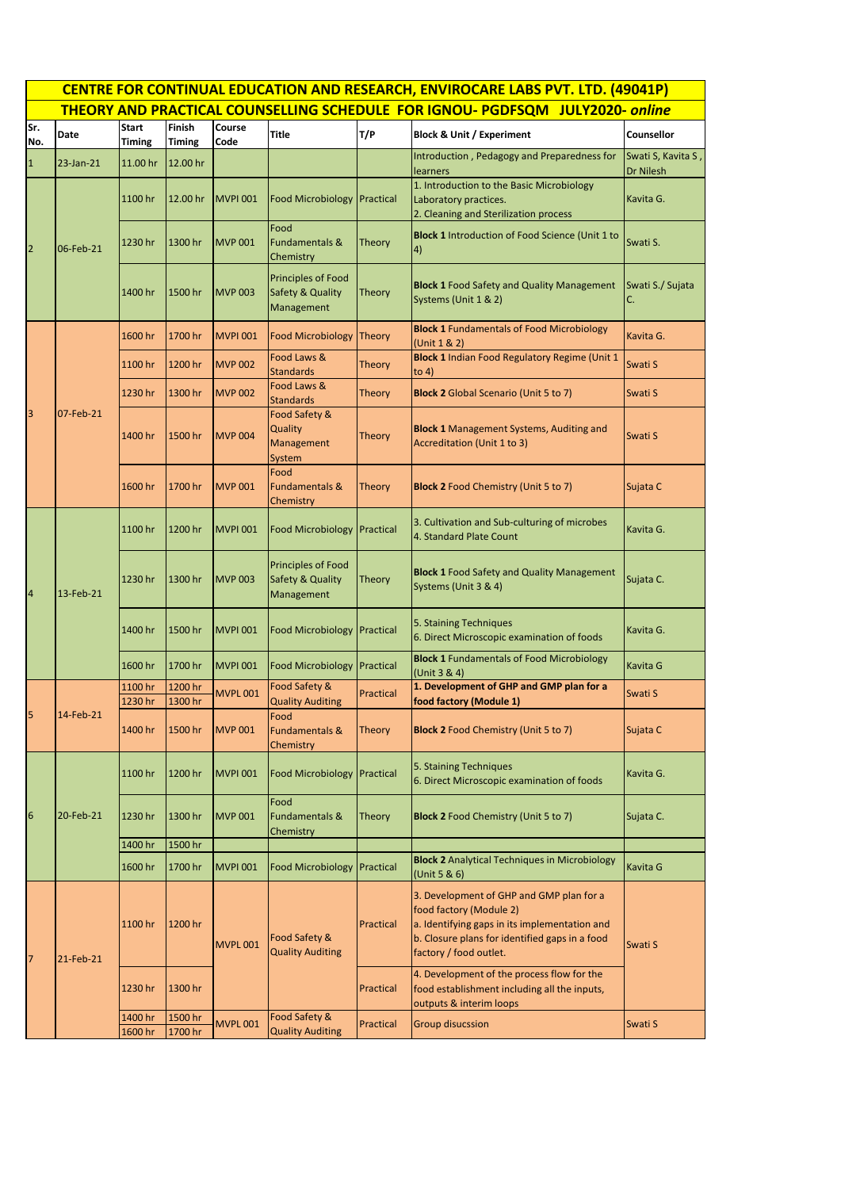# CENTRE FOR CONTINUAL EDUCATION AND RESEARCH, ENVIROCARE LABS PVT. LTD. (49041P)

## THEORY AND PRACTICAL COUNSELLING SCHEDULE FOR IGNOU- PGDFSQM JULY2020- *online*

| Sr. No. | Date | Start Timing | Finish Timing | Course Code | Title | T/P | Block & Unit / Experiment | Counsellor |
|---|---|---|---|---|---|---|---|---|
| 1 | 23-Jan-21 | 11.00 hr | 12.00 hr | | | | Introduction , Pedagogy and Preparedness for learners | Swati S, Kavita S , Dr Nilesh |
| 2 | 06-Feb-21 | 1100 hr | 12.00 hr | MVPI 001 | Food Microbiology | Practical | 1. Introduction to the Basic Microbiology Laboratory practices.<br>2. Cleaning and Sterilization process | Kavita G. |
| | | 1230 hr | 1300 hr | MVP 001 | Food Fundamentals & Chemistry | Theory | **Block 1** Introduction of Food Science (Unit 1 to 4) | Swati S. |
| | | 1400 hr | 1500 hr | MVP 003 | Principles of Food Safety & Quality Management | Theory | **Block 1** Food Safety and Quality Management Systems (Unit 1 & 2) | Swati S./ Sujata C. |
| | | 1600 hr | 1700 hr | MVPI 001 | Food Microbiology | Theory | **Block 1** Fundamentals of Food Microbiology (Unit 1 & 2) | Kavita G. |
| 3 | 07-Feb-21 | 1100 hr | 1200 hr | MVP 002 | Food Laws & Standards | Theory | **Block 1** Indian Food Regulatory Regime (Unit 1 to 4) | Swati S |
| | | 1230 hr | 1300 hr | MVP 002 | Food Laws & Standards | Theory | **Block 2** Global Scenario (Unit 5 to 7) | Swati S |
| | | 1400 hr | 1500 hr | MVP 004 | Food Safety & Quality Management System | Theory | **Block 1** Management Systems, Auditing and Accreditation (Unit 1 to 3) | Swati S |
| | | 1600 hr | 1700 hr | MVP 001 | Food Fundamentals & Chemistry | Theory | **Block 2** Food Chemistry (Unit 5 to 7) | Sujata C |
| 4 | 13-Feb-21 | 1100 hr | 1200 hr | MVPI 001 | Food Microbiology | Practical | 3. Cultivation and Sub-culturing of microbes<br>4. Standard Plate Count | Kavita G. |
| | | 1230 hr | 1300 hr | MVP 003 | Principles of Food Safety & Quality Management | Theory | **Block 1** Food Safety and Quality Management Systems (Unit 3 & 4) | Sujata C. |
| | | 1400 hr | 1500 hr | MVPI 001 | Food Microbiology | Practical | 5. Staining Techniques<br>6. Direct Microscopic examination of foods | Kavita G. |
| | | 1600 hr | 1700 hr | MVPI 001 | Food Microbiology | Practical | **Block 1** Fundamentals of Food Microbiology (Unit 3 & 4) | Kavita G |
| 5 | 14-Feb-21 | 1100 hr<br>1230 hr | 1200 hr<br>1300 hr | MVPL 001 | Food Safety & Quality Auditing | Practical | **1. Development of GHP and GMP plan for a food factory (Module 1)** | Swati S |
| | | 1400 hr | 1500 hr | MVP 001 | Food Fundamentals & Chemistry | Theory | **Block 2** Food Chemistry (Unit 5 to 7) | Sujata C |
| 6 | 20-Feb-21 | 1100 hr | 1200 hr | MVPI 001 | Food Microbiology | Practical | 5. Staining Techniques<br>6. Direct Microscopic examination of foods | Kavita G. |
| | | 1230 hr | 1300 hr | MVP 001 | Food Fundamentals & Chemistry | Theory | **Block 2** Food Chemistry (Unit 5 to 7) | Sujata C. |
| | | 1400 hr | 1500 hr | | | | | |
| | | 1600 hr | 1700 hr | MVPI 001 | Food Microbiology | Practical | **Block 2** Analytical Techniques in Microbiology (Unit 5 & 6) | Kavita G |
| 7 | 21-Feb-21 | 1100 hr | 1200 hr | MVPL 001 | Food Safety & Quality Auditing | Practical | 3. Development of GHP and GMP plan for a food factory (Module 2)<br>a. Identifying gaps in its implementation and<br>b. Closure plans for identified gaps in a food factory / food outlet. | Swati S |
| | | 1230 hr | 1300 hr | | | Practical | 4. Development of the process flow for the food establishment including all the inputs, outputs & interim loops | |
| | | 1400 hr<br>1600 hr | 1500 hr<br>1700 hr | MVPL 001 | Food Safety & Quality Auditing | Practical | Group disucssion | Swati S |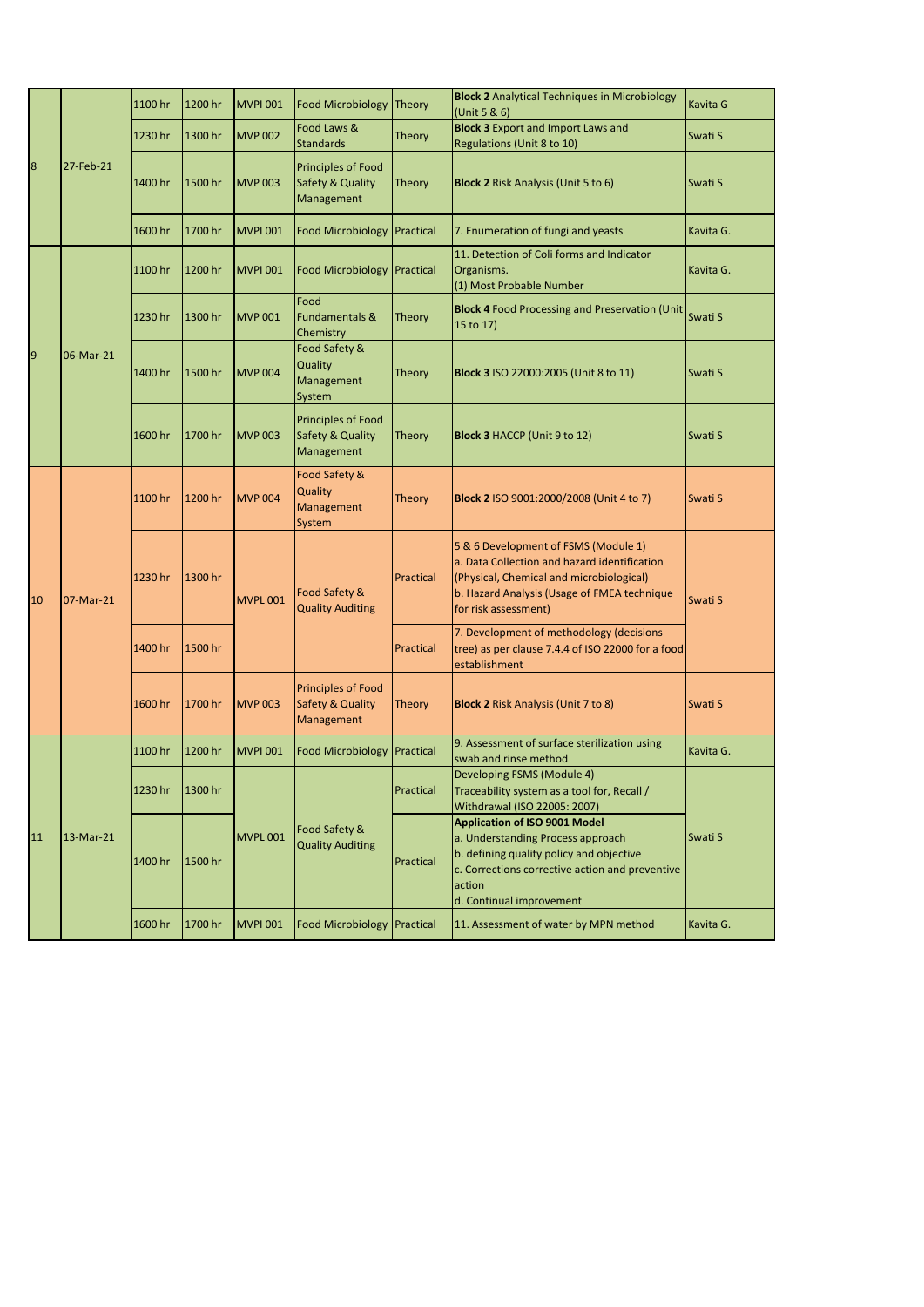| | | | | | | | | |
|---|---|---|---|---|---|---|---|---|
| 8 | 27-Feb-21 | 1100 hr | 1200 hr | MVPI 001 | Food Microbiology | Theory | **Block 2** Analytical Techniques in Microbiology (Unit 5 & 6) | Kavita G |
| | | 1230 hr | 1300 hr | MVP 002 | Food Laws & Standards | Theory | **Block 3** Export and Import Laws and Regulations (Unit 8 to 10) | Swati S |
| | | 1400 hr | 1500 hr | MVP 003 | Principles of Food Safety & Quality Management | Theory | **Block 2** Risk Analysis (Unit 5 to 6) | Swati S |
| | | 1600 hr | 1700 hr | MVPI 001 | Food Microbiology | Practical | 7. Enumeration of fungi and yeasts | Kavita G. |
| 9 | 06-Mar-21 | 1100 hr | 1200 hr | MVPI 001 | Food Microbiology | Practical | 11. Detection of Coli forms and Indicator Organisms.<br>(1) Most Probable Number | Kavita G. |
| | | 1230 hr | 1300 hr | MVP 001 | Food Fundamentals & Chemistry | Theory | **Block 4** Food Processing and Preservation (Unit 15 to 17) | Swati S |
| | | 1400 hr | 1500 hr | MVP 004 | Food Safety & Quality Management System | Theory | **Block 3** ISO 22000:2005 (Unit 8 to 11) | Swati S |
| | | 1600 hr | 1700 hr | MVP 003 | Principles of Food Safety & Quality Management | Theory | **Block 3** HACCP (Unit 9 to 12) | Swati S |
| 10 | 07-Mar-21 | 1100 hr | 1200 hr | MVP 004 | Food Safety & Quality Management System | Theory | **Block 2** ISO 9001:2000/2008 (Unit 4 to 7) | Swati S |
| | | 1230 hr | 1300 hr | MVPL 001 | Food Safety & Quality Auditing | Practical | 5 & 6 Development of FSMS (Module 1)<br>a. Data Collection and hazard identification (Physical, Chemical and microbiological)<br>b. Hazard Analysis (Usage of FMEA technique for risk assessment) | Swati S |
| | | 1400 hr | 1500 hr | | | Practical | 7. Development of methodology (decisions tree) as per clause 7.4.4 of ISO 22000 for a food establishment | |
| | | 1600 hr | 1700 hr | MVP 003 | Principles of Food Safety & Quality Management | Theory | **Block 2** Risk Analysis (Unit 7 to 8) | Swati S |
| 11 | 13-Mar-21 | 1100 hr | 1200 hr | MVPI 001 | Food Microbiology | Practical | 9. Assessment of surface sterilization using swab and rinse method | Kavita G. |
| | | 1230 hr | 1300 hr | MVPL 001 | Food Safety & Quality Auditing | Practical | Developing FSMS (Module 4)<br>Traceability system as a tool for, Recall / Withdrawal (ISO 22005: 2007) | Swati S |
| | | 1400 hr | 1500 hr | | | Practical | **Application of ISO 9001 Model**<br>a. Understanding Process approach<br>b. defining quality policy and objective<br>c. Corrections corrective action and preventive action<br>d. Continual improvement | |
| | | 1600 hr | 1700 hr | MVPI 001 | Food Microbiology | Practical | 11. Assessment of water by MPN method | Kavita G. |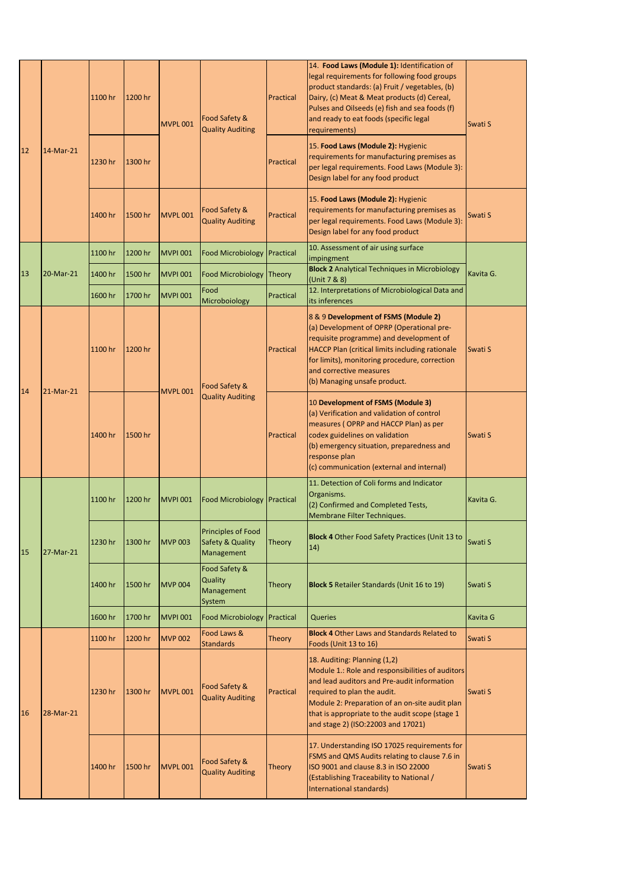| | | | | | | | | |
|---|---|---|---|---|---|---|---|---|
| 12 | 14-Mar-21 | 1100 hr | 1200 hr | MVPL 001 | Food Safety & Quality Auditing | Practical | 14. **Food Laws (Module 1):** Identification of legal requirements for following food groups product standards: (a) Fruit / vegetables, (b) Dairy, (c) Meat & Meat products (d) Cereal, Pulses and Oilseeds (e) fish and sea foods (f) and ready to eat foods (specific legal requirements) | Swati S |
| | | 1230 hr | 1300 hr | | | Practical | 15. **Food Laws (Module 2):** Hygienic requirements for manufacturing premises as per legal requirements. Food Laws (Module 3): Design label for any food product | |
| | | 1400 hr | 1500 hr | MVPL 001 | Food Safety & Quality Auditing | Practical | 15. **Food Laws (Module 2):** Hygienic requirements for manufacturing premises as per legal requirements. Food Laws (Module 3): Design label for any food product | Swati S |
| 13 | 20-Mar-21 | 1100 hr | 1200 hr | MVPI 001 | Food Microbiology | Practical | 10. Assessment of air using surface impingment | Kavita G. |
| | | 1400 hr | 1500 hr | MVPI 001 | Food Microbiology | Theory | **Block 2** Analytical Techniques in Microbiology (Unit 7 & 8) | |
| | | 1600 hr | 1700 hr | MVPI 001 | Food Microboiology | Practical | 12. Interpretations of Microbiological Data and its inferences | |
| 14 | 21-Mar-21 | 1100 hr | 1200 hr | MVPL 001 | Food Safety & Quality Auditing | Practical | 8 & 9 **Development of FSMS (Module 2)** (a) Development of OPRP (Operational pre-requisite programme) and development of HACCP Plan (critical limits including rationale for limits), monitoring procedure, correction and corrective measures (b) Managing unsafe product. | Swati S |
| | | 1400 hr | 1500 hr | | | Practical | 10 **Development of FSMS (Module 3)** (a) Verification and validation of control measures ( OPRP and HACCP Plan) as per codex guidelines on validation (b) emergency situation, preparedness and response plan (c) communication (external and internal) | Swati S |
| 15 | 27-Mar-21 | 1100 hr | 1200 hr | MVPI 001 | Food Microbiology | Practical | 11. Detection of Coli forms and Indicator Organisms. (2) Confirmed and Completed Tests, Membrane Filter Techniques. | Kavita G. |
| | | 1230 hr | 1300 hr | MVP 003 | Principles of Food Safety & Quality Management | Theory | **Block 4** Other Food Safety Practices (Unit 13 to 14) | Swati S |
| | | 1400 hr | 1500 hr | MVP 004 | Food Safety & Quality Management System | Theory | **Block 5** Retailer Standards (Unit 16 to 19) | Swati S |
| | | 1600 hr | 1700 hr | MVPI 001 | Food Microbiology | Practical | Queries | Kavita G |
| 16 | 28-Mar-21 | 1100 hr | 1200 hr | MVP 002 | Food Laws & Standards | Theory | **Block 4** Other Laws and Standards Related to Foods (Unit 13 to 16) | Swati S |
| | | 1230 hr | 1300 hr | MVPL 001 | Food Safety & Quality Auditing | Practical | 18. Auditing: Planning (1,2) Module 1.: Role and responsibilities of auditors and lead auditors and Pre-audit information required to plan the audit. Module 2: Preparation of an on-site audit plan that is appropriate to the audit scope (stage 1 and stage 2) (ISO:22003 and 17021) | Swati S |
| | | 1400 hr | 1500 hr | MVPL 001 | Food Safety & Quality Auditing | Theory | 17. Understanding ISO 17025 requirements for FSMS and QMS Audits relating to clause 7.6 in ISO 9001 and clause 8.3 in ISO 22000 (Establishing Traceability to National / International standards) | Swati S |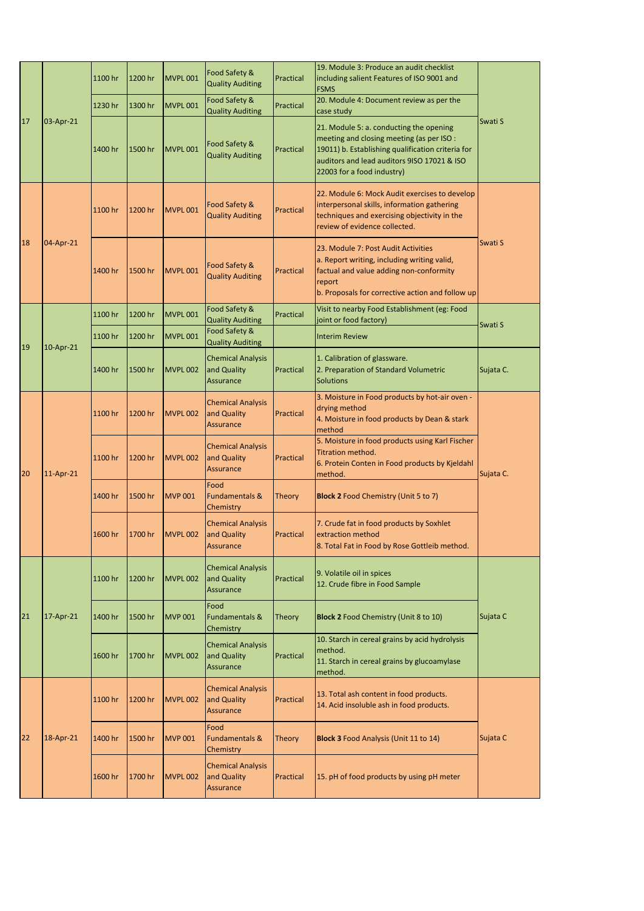| | | | | | | | | |
|---|---|---|---|---|---|---|---|---|
| 17 | 03-Apr-21 | 1100 hr | 1200 hr | MVPL 001 | Food Safety & Quality Auditing | Practical | 19. Module 3: Produce an audit checklist including salient Features of ISO 9001 and FSMS | Swati S |
| | | 1230 hr | 1300 hr | MVPL 001 | Food Safety & Quality Auditing | Practical | 20. Module 4: Document review as per the case study | |
| | | 1400 hr | 1500 hr | MVPL 001 | Food Safety & Quality Auditing | Practical | 21. Module 5: a. conducting the opening meeting and closing meeting (as per ISO : 19011) b. Establishing qualification criteria for auditors and lead auditors 9ISO 17021 & ISO 22003 for a food industry) | |
| 18 | 04-Apr-21 | 1100 hr | 1200 hr | MVPL 001 | Food Safety & Quality Auditing | Practical | 22. Module 6: Mock Audit exercises to develop interpersonal skills, information gathering techniques and exercising objectivity in the review of evidence collected. | Swati S |
| | | 1400 hr | 1500 hr | MVPL 001 | Food Safety & Quality Auditing | Practical | 23. Module 7: Post Audit Activities<br>a. Report writing, including writing valid, factual and value adding non-conformity report<br>b. Proposals for corrective action and follow up | |
| 19 | 10-Apr-21 | 1100 hr | 1200 hr | MVPL 001 | Food Safety & Quality Auditing | Practical | Visit to nearby Food Establishment (eg: Food joint or food factory) | Swati S |
| | | 1100 hr | 1200 hr | MVPL 001 | Food Safety & Quality Auditing | | Interim Review | |
| | | 1400 hr | 1500 hr | MVPL 002 | Chemical Analysis and Quality Assurance | Practical | 1. Calibration of glassware.<br>2. Preparation of Standard Volumetric Solutions | Sujata C. |
| 20 | 11-Apr-21 | 1100 hr | 1200 hr | MVPL 002 | Chemical Analysis and Quality Assurance | Practical | 3. Moisture in Food products by hot-air oven - drying method<br>4. Moisture in food products by Dean & stark method | Sujata C. |
| | | 1100 hr | 1200 hr | MVPL 002 | Chemical Analysis and Quality Assurance | Practical | 5. Moisture in food products using Karl Fischer Titration method.<br>6. Protein Conten in Food products by Kjeldahl method. | |
| | | 1400 hr | 1500 hr | MVP 001 | Food Fundamentals & Chemistry | Theory | **Block 2** Food Chemistry (Unit 5 to 7) | |
| | | 1600 hr | 1700 hr | MVPL 002 | Chemical Analysis and Quality Assurance | Practical | 7. Crude fat in food products by Soxhlet extraction method<br>8. Total Fat in Food by Rose Gottleib method. | |
| 21 | 17-Apr-21 | 1100 hr | 1200 hr | MVPL 002 | Chemical Analysis and Quality Assurance | Practical | 9. Volatile oil in spices<br>12. Crude fibre in Food Sample | Sujata C |
| | | 1400 hr | 1500 hr | MVP 001 | Food Fundamentals & Chemistry | Theory | **Block 2** Food Chemistry (Unit 8 to 10) | |
| | | 1600 hr | 1700 hr | MVPL 002 | Chemical Analysis and Quality Assurance | Practical | 10. Starch in cereal grains by acid hydrolysis method.<br>11. Starch in cereal grains by glucoamylase method. | |
| 22 | 18-Apr-21 | 1100 hr | 1200 hr | MVPL 002 | Chemical Analysis and Quality Assurance | Practical | 13. Total ash content in food products.<br>14. Acid insoluble ash in food products. | Sujata C |
| | | 1400 hr | 1500 hr | MVP 001 | Food Fundamentals & Chemistry | Theory | **Block 3** Food Analysis (Unit 11 to 14) | |
| | | 1600 hr | 1700 hr | MVPL 002 | Chemical Analysis and Quality Assurance | Practical | 15. pH of food products by using pH meter | |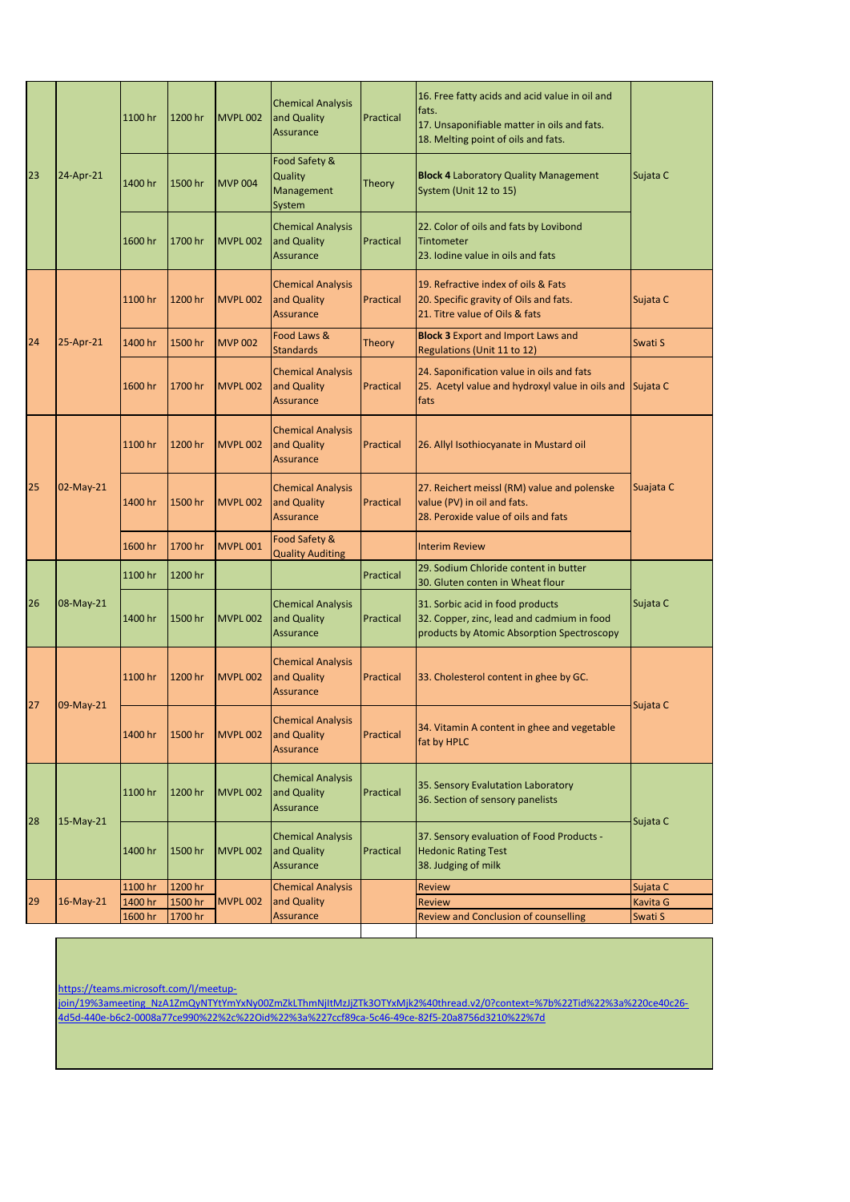| | | | | | | | | |
|---|---|---|---|---|---|---|---|---|
| 23 | 24-Apr-21 | 1100 hr | 1200 hr | MVPL 002 | Chemical Analysis and Quality Assurance | Practical | 16. Free fatty acids and acid value in oil and fats.<br>17. Unsaponifiable matter in oils and fats.<br>18. Melting point of oils and fats. | Sujata C |
| | | 1400 hr | 1500 hr | MVP 004 | Food Safety & Quality Management System | Theory | **Block 4** Laboratory Quality Management System (Unit 12 to 15) | |
| | | 1600 hr | 1700 hr | MVPL 002 | Chemical Analysis and Quality Assurance | Practical | 22. Color of oils and fats by Lovibond Tintometer<br>23. Iodine value in oils and fats | |
| 24 | 25-Apr-21 | 1100 hr | 1200 hr | MVPL 002 | Chemical Analysis and Quality Assurance | Practical | 19. Refractive index of oils & Fats<br>20. Specific gravity of Oils and fats.<br>21. Titre value of Oils & fats | Sujata C |
| | | 1400 hr | 1500 hr | MVP 002 | Food Laws & Standards | Theory | **Block 3** Export and Import Laws and Regulations (Unit 11 to 12) | Swati S |
| | | 1600 hr | 1700 hr | MVPL 002 | Chemical Analysis and Quality Assurance | Practical | 24. Saponification value in oils and fats<br>25. Acetyl value and hydroxyl value in oils and fats | Sujata C |
| 25 | 02-May-21 | 1100 hr | 1200 hr | MVPL 002 | Chemical Analysis and Quality Assurance | Practical | 26. Allyl Isothiocyanate in Mustard oil | Suajata C |
| | | 1400 hr | 1500 hr | MVPL 002 | Chemical Analysis and Quality Assurance | Practical | 27. Reichert meissl (RM) value and polenske value (PV) in oil and fats.<br>28. Peroxide value of oils and fats | |
| | | 1600 hr | 1700 hr | MVPL 001 | Food Safety & Quality Auditing | | Interim Review | |
| 26 | 08-May-21 | 1100 hr | 1200 hr | | | Practical | 29. Sodium Chloride content in butter<br>30. Gluten conten in Wheat flour | Sujata C |
| | | 1400 hr | 1500 hr | MVPL 002 | Chemical Analysis and Quality Assurance | Practical | 31. Sorbic acid in food products<br>32. Copper, zinc, lead and cadmium in food products by Atomic Absorption Spectroscopy | |
| 27 | 09-May-21 | 1100 hr | 1200 hr | MVPL 002 | Chemical Analysis and Quality Assurance | Practical | 33. Cholesterol content in ghee by GC. | Sujata C |
| | | 1400 hr | 1500 hr | MVPL 002 | Chemical Analysis and Quality Assurance | Practical | 34. Vitamin A content in ghee and vegetable fat by HPLC | |
| 28 | 15-May-21 | 1100 hr | 1200 hr | MVPL 002 | Chemical Analysis and Quality Assurance | Practical | 35. Sensory Evalutation Laboratory<br>36. Section of sensory panelists | Sujata C |
| | | 1400 hr | 1500 hr | MVPL 002 | Chemical Analysis and Quality Assurance | Practical | 37. Sensory evaluation of Food Products - Hedonic Rating Test<br>38. Judging of milk | |
| 29 | 16-May-21 | 1100 hr | 1200 hr | MVPL 002 | Chemical Analysis and Quality Assurance | | Review | Sujata C |
| | | 1400 hr | 1500 hr | | | | Review | Kavita G |
| | | 1600 hr | 1700 hr | | | | Review and Conclusion of counselling | Swati S |

https://teams.microsoft.com/l/meetup-join/19%3ameeting_NzA1ZmQyNTYtYmYxNy00ZmZkLThmNjItMzJjZTk3OTYxMjk2%40thread.v2/0?context=%7b%22Tid%22%3a%220ce40c26-4d5d-440e-b6c2-0008a77ce990%22%2c%22Oid%22%3a%227ccf89ca-5c46-49ce-82f5-20a8756d3210%22%7d